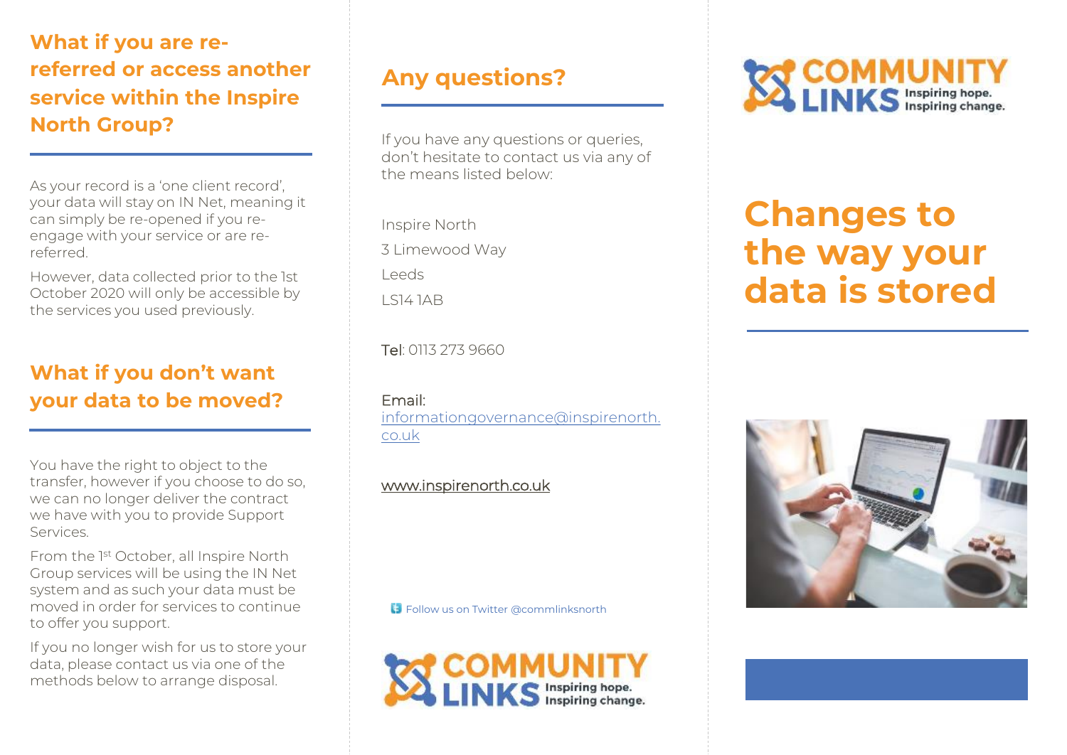## What if you are re-referred or access another service within the Inspire North Group?

As your record is a 'one client record', your data will stay on IN Net, meaning it can simply be re-opened if you re-engage with your service or are re-referred.

However, data collected prior to the 1st October 2020 will only be accessible by the services you used previously.

## What if you don't want your data to be moved?

You have the right to object to the transfer, however if you choose to do so, we can no longer deliver the contract we have with you to provide Support Services.

From the 1st October, all Inspire North Group services will be using the IN Net system and as such your data must be moved in order for services to continue to offer you support.

If you no longer wish for us to store your data, please contact us via one of the methods below to arrange disposal.

## Any questions?

If you have any questions or queries, don't hesitate to contact us via any of the means listed below:

Inspire North
3 Limewood Way
Leeds
LS14 1AB

Tel: 0113 273 9660

Email:
informationgovernance@inspirenorth.co.uk

www.inspirenorth.co.uk

Follow us on Twitter @commlinksnorth

COMMUNITY LINKS Inspiring hope. Inspiring change.

COMMUNITY LINKS Inspiring hope. Inspiring change.

# Changes to the way your data is stored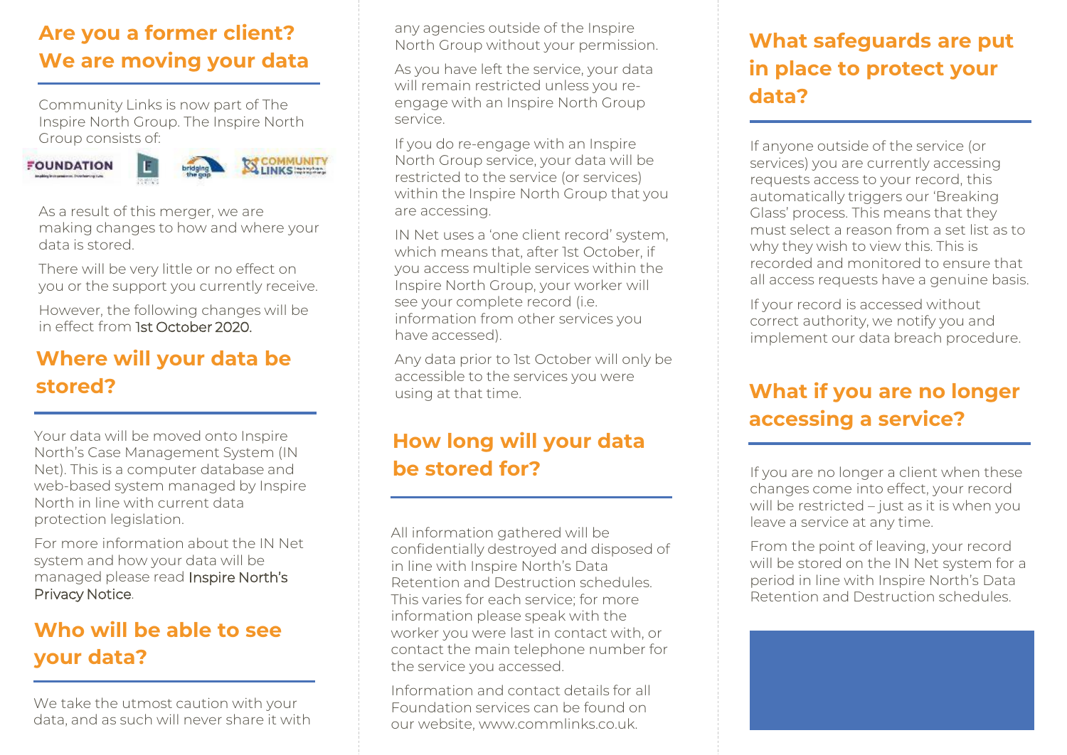## Are you a former client? We are moving your data

Community Links is now part of The Inspire North Group. The Inspire North Group consists of:

FOUNDATION | bridging the gap | COMMUNITY LINKS

As a result of this merger, we are making changes to how and where your data is stored.

There will be very little or no effect on you or the support you currently receive.

However, the following changes will be in effect from 1st October 2020.

## Where will your data be stored?

Your data will be moved onto Inspire North's Case Management System (IN Net). This is a computer database and web-based system managed by Inspire North in line with current data protection legislation.

For more information about the IN Net system and how your data will be managed please read Inspire North's Privacy Notice.

## Who will be able to see your data?

We take the utmost caution with your data, and as such will never share it with any agencies outside of the Inspire North Group without your permission.

As you have left the service, your data will remain restricted unless you re-engage with an Inspire North Group service.

If you do re-engage with an Inspire North Group service, your data will be restricted to the service (or services) within the Inspire North Group that you are accessing.

IN Net uses a 'one client record' system, which means that, after 1st October, if you access multiple services within the Inspire North Group, your worker will see your complete record (i.e. information from other services you have accessed).

Any data prior to 1st October will only be accessible to the services you were using at that time.

## How long will your data be stored for?

All information gathered will be confidentially destroyed and disposed of in line with Inspire North's Data Retention and Destruction schedules. This varies for each service; for more information please speak with the worker you were last in contact with, or contact the main telephone number for the service you accessed.

Information and contact details for all Foundation services can be found on our website, www.commlinks.co.uk.

## What safeguards are put in place to protect your data?

If anyone outside of the service (or services) you are currently accessing requests access to your record, this automatically triggers our 'Breaking Glass' process. This means that they must select a reason from a set list as to why they wish to view this. This is recorded and monitored to ensure that all access requests have a genuine basis.

If your record is accessed without correct authority, we notify you and implement our data breach procedure.

## What if you are no longer accessing a service?

If you are no longer a client when these changes come into effect, your record will be restricted – just as it is when you leave a service at any time.

From the point of leaving, your record will be stored on the IN Net system for a period in line with Inspire North's Data Retention and Destruction schedules.